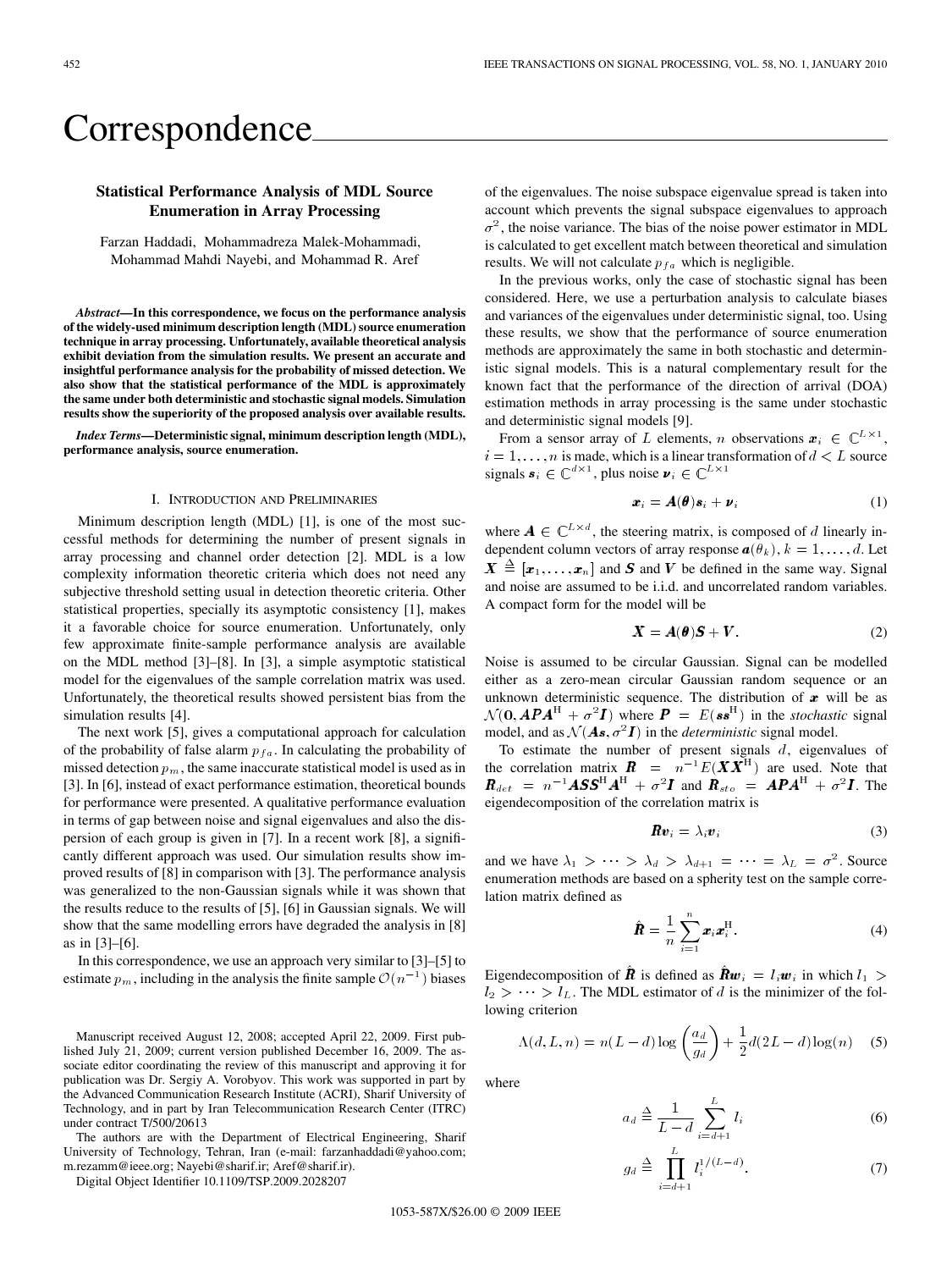# Correspondence

## Statistical Performance Analysis of MDL Source Enumeration in Array Processing

Farzan Haddadi, Mohammadreza Malek-Mohammadi, Mohammad Mahdi Nayebi, and Mohammad R. Aref

***Abstract*—In this correspondence, we focus on the performance analysis of the widely-used minimum description length (MDL) source enumeration technique in array processing. Unfortunately, available theoretical analysis exhibit deviation from the simulation results. We present an accurate and insightful performance analysis for the probability of missed detection. We also show that the statistical performance of the MDL is approximately the same under both deterministic and stochastic signal models. Simulation results show the superiority of the proposed analysis over available results.**

***Index Terms*—Deterministic signal, minimum description length (MDL), performance analysis, source enumeration.**

### I. Introduction and Preliminaries

Minimum description length (MDL) [1], is one of the most successful methods for determining the number of present signals in array processing and channel order detection [2]. MDL is a low complexity information theoretic criteria which does not need any subjective threshold setting usual in detection theoretic criteria. Other statistical properties, specially its asymptotic consistency [1], makes it a favorable choice for source enumeration. Unfortunately, only few approximate finite-sample performance analysis are available on the MDL method [3]–[8]. In [3], a simple asymptotic statistical model for the eigenvalues of the sample correlation matrix was used. Unfortunately, the theoretical results showed persistent bias from the simulation results [4].

The next work [5], gives a computational approach for calculation of the probability of false alarm $p_{fa}$. In calculating the probability of missed detection $p_m$, the same inaccurate statistical model is used as in [3]. In [6], instead of exact performance estimation, theoretical bounds for performance were presented. A qualitative performance evaluation in terms of gap between noise and signal eigenvalues and also the dispersion of each group is given in [7]. In a recent work [8], a significantly different approach was used. Our simulation results show improved results of [8] in comparison with [3]. The performance analysis was generalized to the non-Gaussian signals while it was shown that the results reduce to the results of [5], [6] in Gaussian signals. We will show that the same modelling errors have degraded the analysis in [8] as in [3]–[6].

In this correspondence, we use an approach very similar to [3]–[5] to estimate $p_m$, including in the analysis the finite sample $\mathcal{O}(n^{-1})$ biases of the eigenvalues. The noise subspace eigenvalue spread is taken into account which prevents the signal subspace eigenvalues to approach $\sigma^2$, the noise variance. The bias of the noise power estimator in MDL is calculated to get excellent match between theoretical and simulation results. We will not calculate $p_{fa}$ which is negligible.

In the previous works, only the case of stochastic signal has been considered. Here, we use a perturbation analysis to calculate biases and variances of the eigenvalues under deterministic signal, too. Using these results, we show that the performance of source enumeration methods are approximately the same in both stochastic and deterministic signal models. This is a natural complementary result for the known fact that the performance of the direction of arrival (DOA) estimation methods in array processing is the same under stochastic and deterministic signal models [9].

From a sensor array of $L$ elements, $n$ observations $\boldsymbol{x}_i \in \mathbb{C}^{L\times 1}$, $i = 1,\ldots,n$ is made, which is a linear transformation of $d < L$ source signals $\boldsymbol{s}_i \in \mathbb{C}^{d\times 1}$, plus noise $\boldsymbol{\nu}_i \in \mathbb{C}^{L\times 1}$

$$\boldsymbol{x}_i = \boldsymbol{A}(\boldsymbol{\theta})\boldsymbol{s}_i + \boldsymbol{\nu}_i \tag{1}$$

where $\boldsymbol{A} \in \mathbb{C}^{L\times d}$, the steering matrix, is composed of $d$ linearly independent column vectors of array response $\boldsymbol{a}(\theta_k)$, $k = 1,\ldots,d$. Let $\boldsymbol{X} \triangleq [\boldsymbol{x}_1,\ldots,\boldsymbol{x}_n]$ and $\boldsymbol{S}$ and $\boldsymbol{V}$ be defined in the same way. Signal and noise are assumed to be i.i.d. and uncorrelated random variables. A compact form for the model will be

$$\boldsymbol{X} = \boldsymbol{A}(\boldsymbol{\theta})\boldsymbol{S} + \boldsymbol{V}. \tag{2}$$

Noise is assumed to be circular Gaussian. Signal can be modelled either as a zero-mean circular Gaussian random sequence or an unknown deterministic sequence. The distribution of $\boldsymbol{x}$ will be as $\mathcal{N}(\boldsymbol{0}, \boldsymbol{A}\boldsymbol{P}\boldsymbol{A}^{\mathrm{H}} + \sigma^2\boldsymbol{I})$ where $\boldsymbol{P} = E(\boldsymbol{s}\boldsymbol{s}^{\mathrm{H}})$ in the *stochastic* signal model, and as $\mathcal{N}(\boldsymbol{A}\boldsymbol{s}, \sigma^2\boldsymbol{I})$ in the *deterministic* signal model.

To estimate the number of present signals $d$, eigenvalues of the correlation matrix $\boldsymbol{R} = n^{-1}E(\boldsymbol{X}\boldsymbol{X}^{\mathrm{H}})$ are used. Note that $\boldsymbol{R}_{det} = n^{-1}\boldsymbol{A}\boldsymbol{S}\boldsymbol{S}^{\mathrm{H}}\boldsymbol{A}^{\mathrm{H}} + \sigma^2\boldsymbol{I}$ and $\boldsymbol{R}_{sto} = \boldsymbol{A}\boldsymbol{P}\boldsymbol{A}^{\mathrm{H}} + \sigma^2\boldsymbol{I}$. The eigendecomposition of the correlation matrix is

$$\boldsymbol{R}\boldsymbol{v}_i = \lambda_i\boldsymbol{v}_i \tag{3}$$

and we have $\lambda_1 > \cdots > \lambda_d > \lambda_{d+1} = \cdots = \lambda_L = \sigma^2$. Source enumeration methods are based on a sphericity test on the sample correlation matrix defined as

$$\hat{\boldsymbol{R}} = \frac{1}{n}\sum_{i=1}^{n}\boldsymbol{x}_i\boldsymbol{x}_i^{\mathrm{H}}. \tag{4}$$

Eigendecomposition of $\hat{\boldsymbol{R}}$ is defined as $\hat{\boldsymbol{R}}\boldsymbol{w}_i = l_i\boldsymbol{w}_i$ in which $l_1 > l_2 > \cdots > l_L$. The MDL estimator of $d$ is the minimizer of the following criterion

$$\Lambda(d,L,n) = n(L-d)\log\left(\frac{a_d}{g_d}\right) + \frac{1}{2}d(2L-d)\log(n) \tag{5}$$

where

$$a_d \triangleq \frac{1}{L-d}\sum_{i=d+1}^{L} l_i \tag{6}$$

$$g_d \triangleq \prod_{i=d+1}^{L} l_i^{1/(L-d)}. \tag{7}$$

---

Manuscript received August 12, 2008; accepted April 22, 2009. First published July 21, 2009; current version published December 16, 2009. The associate editor coordinating the review of this manuscript and approving it for publication was Dr. Sergiy A. Vorobyov. This work was supported in part by the Advanced Communication Research Institute (ACRI), Sharif University of Technology, and in part by Iran Telecommunication Research Center (ITRC) under contract T/500/20613

The authors are with the Department of Electrical Engineering, Sharif University of Technology, Tehran, Iran (e-mail: farzanhaddadi@yahoo.com; m.rezamm@ieee.org; Nayebi@sharif.ir; Aref@sharif.ir).

Digital Object Identifier 10.1109/TSP.2009.2028207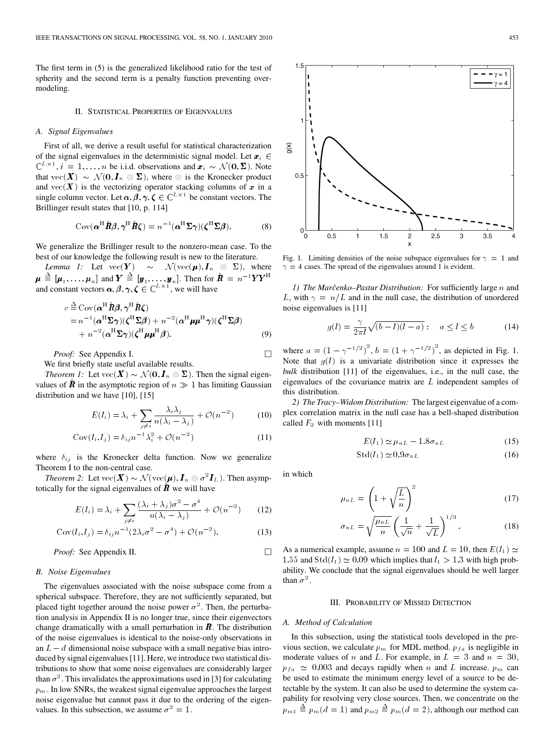The first term in (5) is the generalized likelihood ratio for the test of sphericity and the second term is a penalty function preventing overmodeling.

## II. Statistical Properties of Eigenvalues

### A. Signal Eigenvalues

First of all, we derive a result useful for statistical characterization of the signal eigenvalues in the deterministic signal model. Let $\boldsymbol{x}_i \in \mathbb{C}^{L\times 1}, i = 1,\ldots,n$ be i.i.d. observations and $\boldsymbol{x}_i \sim \mathcal{N}(\mathbf{0},\boldsymbol{\Sigma})$. Note that $\mathrm{vec}(\boldsymbol{X}) \sim \mathcal{N}(\mathbf{0}, \boldsymbol{I}_n \otimes \boldsymbol{\Sigma})$, where $\otimes$ is the Kronecker product and $\mathrm{vec}(\boldsymbol{X})$ is the vectorizing operator stacking columns of $\boldsymbol{x}$ in a single column vector. Let $\boldsymbol{\alpha},\boldsymbol{\beta},\boldsymbol{\gamma},\boldsymbol{\zeta} \in \mathbb{C}^{L\times 1}$ be constant vectors. The Brillinger result states that [10, p. 114]

$$\mathrm{Cov}(\boldsymbol{\alpha}^{\mathrm{H}}\hat{\boldsymbol{R}}\boldsymbol{\beta}, \boldsymbol{\gamma}^{\mathrm{H}}\hat{\boldsymbol{R}}\boldsymbol{\zeta}) = n^{-1}(\boldsymbol{\alpha}^{\mathrm{H}}\boldsymbol{\Sigma}\boldsymbol{\gamma})(\boldsymbol{\zeta}^{\mathrm{H}}\boldsymbol{\Sigma}\boldsymbol{\beta}). \tag{8}$$

We generalize the Brillinger result to the nonzero-mean case. To the best of our knowledge the following result is new to the literature.

*Lemma 1:* Let $\mathrm{vec}(\boldsymbol{Y}) \sim \mathcal{N}(\mathrm{vec}(\boldsymbol{\mu}), \boldsymbol{I}_n \otimes \boldsymbol{\Sigma})$, where $\boldsymbol{\mu} \triangleq [\boldsymbol{\mu}_1,\ldots,\boldsymbol{\mu}_n]$ and $\boldsymbol{Y} \triangleq [\boldsymbol{y}_1,\ldots,\boldsymbol{y}_n]$. Then for $\hat{\boldsymbol{R}} = n^{-1}\boldsymbol{Y}\boldsymbol{Y}^{\mathrm{H}}$ and constant vectors $\boldsymbol{\alpha},\boldsymbol{\beta},\boldsymbol{\gamma},\boldsymbol{\zeta} \in \mathbb{C}^{L\times 1}$, we will have

$$\begin{aligned} c &\triangleq \mathrm{Cov}(\boldsymbol{\alpha}^{\mathrm{H}}\hat{\boldsymbol{R}}\boldsymbol{\beta}, \boldsymbol{\gamma}^{\mathrm{H}}\hat{\boldsymbol{R}}\boldsymbol{\zeta}) \\ &= n^{-1}(\boldsymbol{\alpha}^{\mathrm{H}}\boldsymbol{\Sigma}\boldsymbol{\gamma})(\boldsymbol{\zeta}^{\mathrm{H}}\boldsymbol{\Sigma}\boldsymbol{\beta}) + n^{-2}(\boldsymbol{\alpha}^{\mathrm{H}}\boldsymbol{\mu}\boldsymbol{\mu}^{\mathrm{H}}\boldsymbol{\gamma})(\boldsymbol{\zeta}^{\mathrm{H}}\boldsymbol{\Sigma}\boldsymbol{\beta}) \\ &\quad + n^{-2}(\boldsymbol{\alpha}^{\mathrm{H}}\boldsymbol{\Sigma}\boldsymbol{\gamma})(\boldsymbol{\zeta}^{\mathrm{H}}\boldsymbol{\mu}\boldsymbol{\mu}^{\mathrm{H}}\boldsymbol{\beta}). \end{aligned} \tag{9}$$

*Proof:* See Appendix I. □

We first briefly state useful available results.

*Theorem 1:* Let $\mathrm{vec}(\boldsymbol{X}) \sim \mathcal{N}(\mathbf{0}, \boldsymbol{I}_n \otimes \boldsymbol{\Sigma})$. Then the signal eigenvalues of $\hat{\boldsymbol{R}}$ in the asymptotic region of $n \gg 1$ has limiting Gaussian distribution and we have [10], [15]

$$E(l_i) = \lambda_i + \sum_{j\neq i}\frac{\lambda_i\lambda_j}{n(\lambda_i - \lambda_j)} + \mathcal{O}(n^{-2}) \tag{10}$$

$$\mathrm{Cov}(l_i, l_j) = \delta_{ij}n^{-1}\lambda_i^2 + \mathcal{O}(n^{-2}) \tag{11}$$

where $\delta_{ij}$ is the Kronecker delta function. Now we generalize Theorem I to the non-central case.

*Theorem 2:* Let $\mathrm{vec}(\boldsymbol{X}) \sim \mathcal{N}(\mathrm{vec}(\boldsymbol{\mu}), \boldsymbol{I}_n \otimes \sigma^2\boldsymbol{I}_L)$. Then asymptotically for the signal eigenvalues of $\hat{\boldsymbol{R}}$ we will have

$$E(l_i) = \lambda_i + \sum_{j\neq i}\frac{(\lambda_i+\lambda_j)\sigma^2 - \sigma^4}{n(\lambda_i - \lambda_j)} + \mathcal{O}(n^{-2}) \tag{12}$$

$$\mathrm{Cov}(l_i, l_j) = \delta_{ij}n^{-1}(2\lambda_i\sigma^2 - \sigma^4) + \mathcal{O}(n^{-2}). \tag{13}$$

*Proof:* See Appendix II. □

### B. Noise Eigenvalues

The eigenvalues associated with the noise subspace come from a spherical subspace. Therefore, they are not sufficiently separated, but placed tight together around the noise power $\sigma^2$. Then, the perturbation analysis in Appendix II is no longer true, since their eigenvectors change dramatically with a small perturbation in $\boldsymbol{R}$. The distribution of the noise eigenvalues is identical to the noise-only observations in an $L-d$ dimensional noise subspace with a small negative bias introduced by signal eigenvalues [11]. Here, we introduce two statistical distributions to show that some noise eigenvalues are considerably larger than $\sigma^2$. This invalidates the approximations used in [3] for calculating $p_m$. In low SNRs, the weakest signal eigenvalue approaches the largest noise eigenvalue but cannot pass it due to the ordering of the eigenvalues. In this subsection, we assume $\sigma^2 = 1$.

Fig. 1. Limiting densities of the noise subspace eigenvalues for $\gamma = 1$ and $\gamma = 4$ cases. The spread of the eigenvalues around 1 is evident.

*1) The Marčenko–Pastur Distribution:* For sufficiently large $n$ and $L$, with $\gamma = n/L$ and in the null case, the distribution of unordered noise eigenvalues is [11]

$$g(l) = \frac{\gamma}{2\pi l}\sqrt{(b-l)(l-a)}: \quad a \leq l \leq b \tag{14}$$

where $a = (1-\gamma^{-1/2})^2$, $b = (1+\gamma^{-1/2})^2$, as depicted in Fig. 1. Note that $g(l)$ is a univariate distribution since it expresses the *bulk* distribution [11] of the eigenvalues, i.e., in the null case, the eigenvalues of the covariance matrix are $L$ independent samples of this distribution.

*2) The Tracy–Widom Distribution:* The largest eigenvalue of a complex correlation matrix in the null case has a bell-shaped distribution called $F_2$ with moments [11]

$$E(l_1) \simeq \mu_{nL} - 1.8\sigma_{nL} \tag{15}$$

$$\mathrm{Std}(l_1) \simeq 0.9\sigma_{nL} \tag{16}$$

in which

$$\mu_{nL} = \left(1 + \sqrt{\frac{L}{n}}\right)^2 \tag{17}$$

$$\sigma_{nL} = \sqrt{\frac{\mu_{nL}}{n}}\left(\frac{1}{\sqrt{n}} + \frac{1}{\sqrt{L}}\right)^{1/3}. \tag{18}$$

As a numerical example, assume $n = 100$ and $L = 10$, then $E(l_1) \simeq 1.55$ and $\mathrm{Std}(l_1) \simeq 0.09$ which implies that $l_1 > 1.3$ with high probability. We conclude that the signal eigenvalues should be well larger than $\sigma^2$.

## III. Probability of Missed Detection

### A. Method of Calculation

In this subsection, using the statistical tools developed in the previous section, we calculate $p_m$ for MDL method. $p_{fa}$ is negligible in moderate values of $n$ and $L$. For example, in $L = 3$ and $n = 30$, $p_{fa} \simeq 0.003$ and decays rapidly when $n$ and $L$ increase. $p_m$ can be used to estimate the minimum energy level of a source to be detectable by the system. It can also be used to determine the system capability for resolving very close sources. Then, we concentrate on the $p_{m1} \triangleq p_m(d=1)$ and $p_{m2} \triangleq p_m(d=2)$, although our method can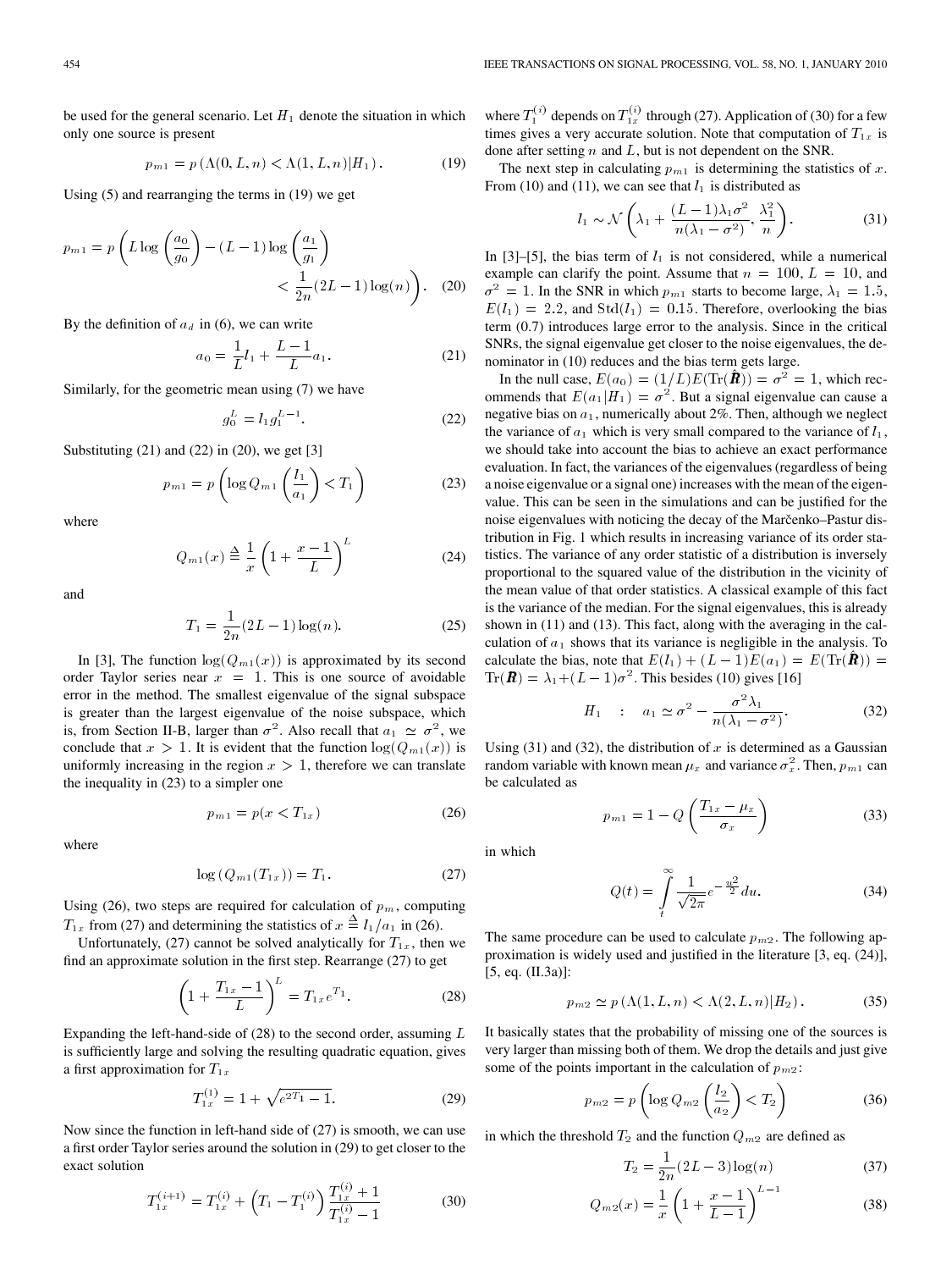be used for the general scenario. Let $H_1$ denote the situation in which only one source is present

$$p_{m1} = p\left(\Lambda(0,L,n) < \Lambda(1,L,n)|H_1\right). \tag{19}$$

Using (5) and rearranging the terms in (19) we get

$$p_{m1} = p\left(L\log\left(\frac{a_0}{g_0}\right) - (L-1)\log\left(\frac{a_1}{g_1}\right) < \frac{1}{2n}(2L-1)\log(n)\right). \tag{20}$$

By the definition of $a_d$ in (6), we can write

$$a_0 = \frac{1}{L}l_1 + \frac{L-1}{L}a_1. \tag{21}$$

Similarly, for the geometric mean using (7) we have

$$g_0^L = l_1 g_1^{L-1}. \tag{22}$$

Substituting (21) and (22) in (20), we get [3]

$$p_{m1} = p\left(\log Q_{m1}\left(\frac{l_1}{a_1}\right) < T_1\right) \tag{23}$$

where

$$Q_{m1}(x) \triangleq \frac{1}{x}\left(1 + \frac{x-1}{L}\right)^L \tag{24}$$

and

$$T_1 = \frac{1}{2n}(2L-1)\log(n). \tag{25}$$

In [3], The function $\log(Q_{m1}(x))$ is approximated by its second order Taylor series near $x = 1$. This is one source of avoidable error in the method. The smallest eigenvalue of the signal subspace is greater than the largest eigenvalue of the noise subspace, which is, from Section II-B, larger than $\sigma^2$. Also recall that $a_1 \simeq \sigma^2$, we conclude that $x > 1$. It is evident that the function $\log(Q_{m1}(x))$ is uniformly increasing in the region $x > 1$, therefore we can translate the inequality in (23) to a simpler one

$$p_{m1} = p(x < T_{1x}) \tag{26}$$

where

$$\log\left(Q_{m1}(T_{1x})\right) = T_1. \tag{27}$$

Using (26), two steps are required for calculation of $p_m$, computing $T_{1x}$ from (27) and determining the statistics of $x \triangleq l_1/a_1$ in (26).

Unfortunately, (27) cannot be solved analytically for $T_{1x}$, then we find an approximate solution in the first step. Rearrange (27) to get

$$\left(1 + \frac{T_{1x}-1}{L}\right)^L = T_{1x}e^{T_1}. \tag{28}$$

Expanding the left-hand-side of (28) to the second order, assuming $L$ is sufficiently large and solving the resulting quadratic equation, gives a first approximation for $T_{1x}$

$$T_{1x}^{(1)} = 1 + \sqrt{e^{2T_1} - 1}. \tag{29}$$

Now since the function in left-hand side of (27) is smooth, we can use a first order Taylor series around the solution in (29) to get closer to the exact solution

$$T_{1x}^{(i+1)} = T_{1x}^{(i)} + \left(T_1 - T_1^{(i)}\right)\frac{T_{1x}^{(i)}+1}{T_{1x}^{(i)}-1} \tag{30}$$

where $T_1^{(i)}$ depends on $T_{1x}^{(i)}$ through (27). Application of (30) for a few times gives a very accurate solution. Note that computation of $T_{1x}$ is done after setting $n$ and $L$, but is not dependent on the SNR.

The next step in calculating $p_{m1}$ is determining the statistics of $x$. From (10) and (11), we can see that $l_1$ is distributed as

$$l_1 \sim \mathcal{N}\left(\lambda_1 + \frac{(L-1)\lambda_1\sigma^2}{n(\lambda_1 - \sigma^2)}, \frac{\lambda_1^2}{n}\right). \tag{31}$$

In [3]–[5], the bias term of $l_1$ is not considered, while a numerical example can clarify the point. Assume that $n = 100$, $L = 10$, and $\sigma^2 = 1$. In the SNR in which $p_{m1}$ starts to become large, $\lambda_1 = 1.5$, $E(l_1) = 2.2$, and $\mathrm{Std}(l_1) = 0.15$. Therefore, overlooking the bias term (0.7) introduces large error to the analysis. Since in the critical SNRs, the signal eigenvalue get closer to the noise eigenvalues, the denominator in (10) reduces and the bias term gets large.

In the null case, $E(a_0) = (1/L)E(\mathrm{Tr}(\hat{\boldsymbol{R}})) = \sigma^2 = 1$, which recommends that $E(a_1|H_1) = \sigma^2$. But a signal eigenvalue can cause a negative bias on $a_1$, numerically about 2%. Then, although we neglect the variance of $a_1$ which is very small compared to the variance of $l_1$, we should take into account the bias to achieve an exact performance evaluation. In fact, the variances of the eigenvalues (regardless of being a noise eigenvalue or a signal one) increases with the mean of the eigenvalue. This can be seen in the simulations and can be justified for the noise eigenvalues with noticing the decay of the Marčenko–Pastur distribution in Fig. 1 which results in increasing variance of its order statistics. The variance of any order statistic of a distribution is inversely proportional to the squared value of the distribution in the vicinity of the mean value of that order statistics. A classical example of this fact is the variance of the median. For the signal eigenvalues, this is already shown in (11) and (13). This fact, along with the averaging in the calculation of $a_1$ shows that its variance is negligible in the analysis. To calculate the bias, note that $E(l_1) + (L-1)E(a_1) = E(\mathrm{Tr}(\hat{\boldsymbol{R}})) = \mathrm{Tr}(\boldsymbol{R}) = \lambda_1 + (L-1)\sigma^2$. This besides (10) gives [16]

$$H_1 \quad : \quad a_1 \simeq \sigma^2 - \frac{\sigma^2\lambda_1}{n(\lambda_1 - \sigma^2)}. \tag{32}$$

Using (31) and (32), the distribution of $x$ is determined as a Gaussian random variable with known mean $\mu_x$ and variance $\sigma_x^2$. Then, $p_{m1}$ can be calculated as

$$p_{m1} = 1 - Q\left(\frac{T_{1x} - \mu_x}{\sigma_x}\right) \tag{33}$$

in which

$$Q(t) = \int_t^\infty \frac{1}{\sqrt{2\pi}}e^{-\frac{u^2}{2}}du. \tag{34}$$

The same procedure can be used to calculate $p_{m2}$. The following approximation is widely used and justified in the literature [3, eq. (24)], [5, eq. (II.3a)]:

$$p_{m2} \simeq p\left(\Lambda(1,L,n) < \Lambda(2,L,n)|H_2\right). \tag{35}$$

It basically states that the probability of missing one of the sources is very larger than missing both of them. We drop the details and just give some of the points important in the calculation of $p_{m2}$:

$$p_{m2} = p\left(\log Q_{m2}\left(\frac{l_2}{a_2}\right) < T_2\right) \tag{36}$$

in which the threshold $T_2$ and the function $Q_{m2}$ are defined as

$$T_2 = \frac{1}{2n}(2L-3)\log(n) \tag{37}$$

$$Q_{m2}(x) = \frac{1}{x}\left(1 + \frac{x-1}{L-1}\right)^{L-1} \tag{38}$$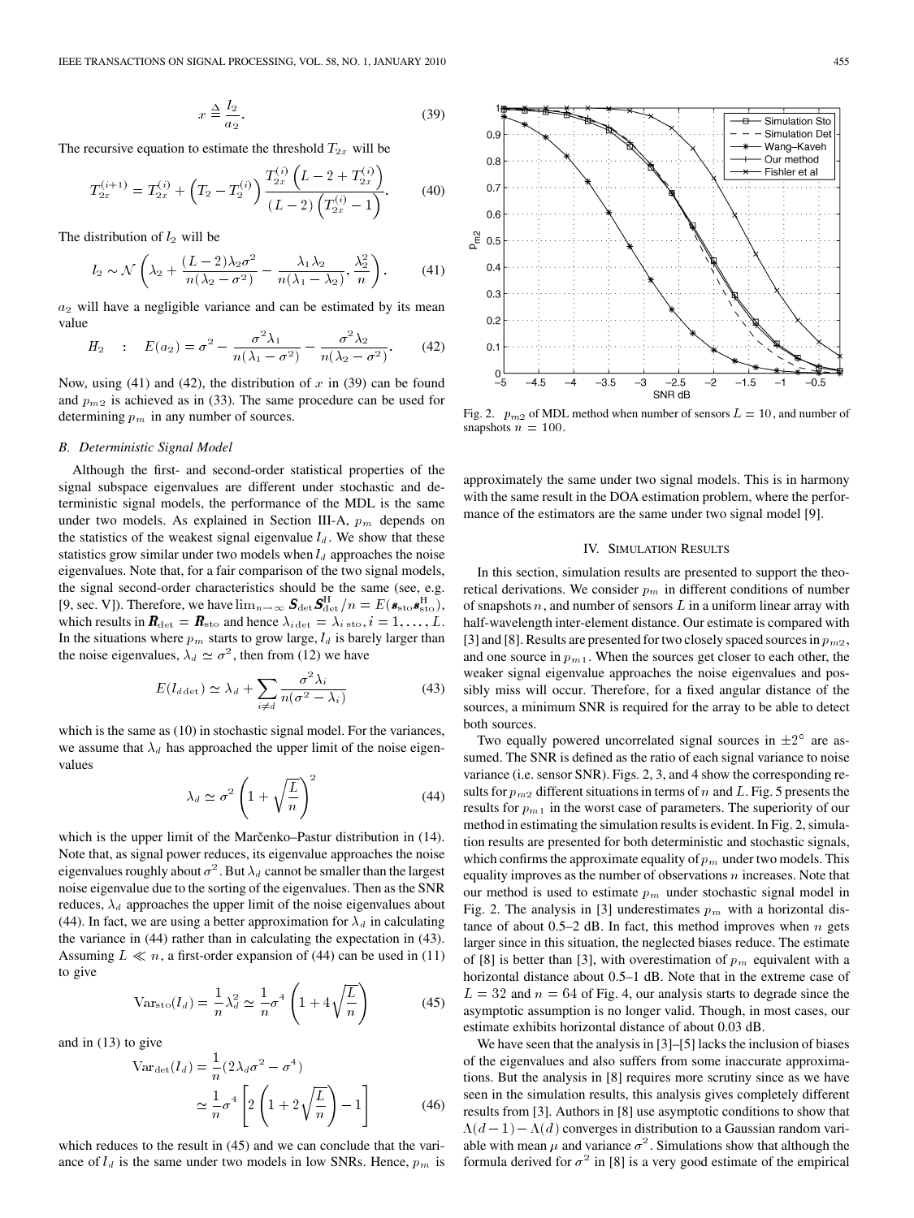$$x \triangleq \frac{l_2}{a_2}. \tag{39}$$

The recursive equation to estimate the threshold $T_{2x}$ will be

$$T_{2x}^{(i+1)} = T_{2x}^{(i)} + \left(T_2 - T_2^{(i)}\right) \frac{T_{2x}^{(i)}\left(L - 2 + T_{2x}^{(i)}\right)}{(L-2)\left(T_{2x}^{(i)} - 1\right)}. \tag{40}$$

The distribution of $l_2$ will be

$$l_2 \sim \mathcal{N}\left(\lambda_2 + \frac{(L-2)\lambda_2\sigma^2}{n(\lambda_2 - \sigma^2)} - \frac{\lambda_1\lambda_2}{n(\lambda_1 - \lambda_2)}, \frac{\lambda_2^2}{n}\right). \tag{41}$$

$a_2$ will have a negligible variance and can be estimated by its mean value

$$H_2 \quad : \quad E(a_2) = \sigma^2 - \frac{\sigma^2\lambda_1}{n(\lambda_1 - \sigma^2)} - \frac{\sigma^2\lambda_2}{n(\lambda_2 - \sigma^2)}. \tag{42}$$

Now, using (41) and (42), the distribution of $x$ in (39) can be found and $p_{m2}$ is achieved as in (33). The same procedure can be used for determining $p_m$ in any number of sources.

### B. Deterministic Signal Model

Although the first- and second-order statistical properties of the signal subspace eigenvalues are different under stochastic and deterministic signal models, the performance of the MDL is the same under two models. As explained in Section III-A, $p_m$ depends on the statistics of the weakest signal eigenvalue $l_d$. We show that these statistics grow similar under two models when $l_d$ approaches the noise eigenvalues. Note that, for a fair comparison of the two signal models, the signal second-order characteristics should be the same (see, e.g. [9, sec. V]). Therefore, we have $\lim_{n\to\infty} \boldsymbol{S}_{\det}\boldsymbol{S}_{\det}^{\mathrm{H}}/n = E(\boldsymbol{s}_{\mathrm{sto}}\boldsymbol{s}_{\mathrm{sto}}^{\mathrm{H}})$, which results in $\boldsymbol{R}_{\det} = \boldsymbol{R}_{\mathrm{sto}}$ and hence $\lambda_{i\,\det} = \lambda_{i\,\mathrm{sto}}, i = 1, \ldots, L$. In the situations where $p_m$ starts to grow large, $l_d$ is barely larger than the noise eigenvalues, $\lambda_d \simeq \sigma^2$, then from (12) we have

$$E(l_{d\,\det}) \simeq \lambda_d + \sum_{i \neq d} \frac{\sigma^2\lambda_i}{n(\sigma^2 - \lambda_i)} \tag{43}$$

which is the same as (10) in stochastic signal model. For the variances, we assume that $\lambda_d$ has approached the upper limit of the noise eigenvalues

$$\lambda_d \simeq \sigma^2\left(1 + \sqrt{\frac{L}{n}}\right)^2 \tag{44}$$

which is the upper limit of the Marčenko–Pastur distribution in (14). Note that, as signal power reduces, its eigenvalue approaches the noise eigenvalues roughly about $\sigma^2$. But $\lambda_d$ cannot be smaller than the largest noise eigenvalue due to the sorting of the eigenvalues. Then as the SNR reduces, $\lambda_d$ approaches the upper limit of the noise eigenvalues about (44). In fact, we are using a better approximation for $\lambda_d$ in calculating the variance in (44) rather than in calculating the expectation in (43). Assuming $L \ll n$, a first-order expansion of (44) can be used in (11) to give

$$\mathrm{Var}_{\mathrm{sto}}(l_d) = \frac{1}{n}\lambda_d^2 \simeq \frac{1}{n}\sigma^4\left(1 + 4\sqrt{\frac{L}{n}}\right) \tag{45}$$

and in (13) to give

$$\begin{aligned}\mathrm{Var}_{\det}(l_d) &= \frac{1}{n}(2\lambda_d\sigma^2 - \sigma^4) \\ &\simeq \frac{1}{n}\sigma^4\left[2\left(1 + 2\sqrt{\frac{L}{n}}\right) - 1\right]\end{aligned} \tag{46}$$

which reduces to the result in (45) and we can conclude that the variance of $l_d$ is the same under two models in low SNRs. Hence, $p_m$ is approximately the same under two signal models. This is in harmony with the same result in the DOA estimation problem, where the performance of the estimators are the same under two signal model [9].

Fig. 2. $p_{m2}$ of MDL method when number of sensors $L = 10$, and number of snapshots $n = 100$.

## IV. Simulation Results

In this section, simulation results are presented to support the theoretical derivations. We consider $p_m$ in different conditions of number of snapshots $n$, and number of sensors $L$ in a uniform linear array with half-wavelength inter-element distance. Our estimate is compared with [3] and [8]. Results are presented for two closely spaced sources in $p_{m2}$, and one source in $p_{m1}$. When the sources get closer to each other, the weaker signal eigenvalue approaches the noise eigenvalues and possibly miss will occur. Therefore, for a fixed angular distance of the sources, a minimum SNR is required for the array to be able to detect both sources.

Two equally powered uncorrelated signal sources in $\pm 2°$ are assumed. The SNR is defined as the ratio of each signal variance to noise variance (i.e. sensor SNR). Figs. 2, 3, and 4 show the corresponding results for $p_{m2}$ different situations in terms of $n$ and $L$. Fig. 5 presents the results for $p_{m1}$ in the worst case of parameters. The superiority of our method in estimating the simulation results is evident. In Fig. 2, simulation results are presented for both deterministic and stochastic signals, which confirms the approximate equality of $p_m$ under two models. This equality improves as the number of observations $n$ increases. Note that our method is used to estimate $p_m$ under stochastic signal model in Fig. 2. The analysis in [3] underestimates $p_m$ with a horizontal distance of about 0.5–2 dB. In fact, this method improves when $n$ gets larger since in this situation, the neglected biases reduce. The estimate of [8] is better than [3], with overestimation of $p_m$ equivalent with a horizontal distance about 0.5–1 dB. Note that in the extreme case of $L = 32$ and $n = 64$ of Fig. 4, our analysis starts to degrade since the asymptotic assumption is no longer valid. Though, in most cases, our estimate exhibits horizontal distance of about 0.03 dB.

We have seen that the analysis in [3]–[5] lacks the inclusion of biases of the eigenvalues and also suffers from some inaccurate approximations. But the analysis in [8] requires more scrutiny since as we have seen in the simulation results, this analysis gives completely different results from [3]. Authors in [8] use asymptotic conditions to show that $\Lambda(d-1) - \Lambda(d)$ converges in distribution to a Gaussian random variable with mean $\mu$ and variance $\sigma^2$. Simulations show that although the formula derived for $\sigma^2$ in [8] is a very good estimate of the empirical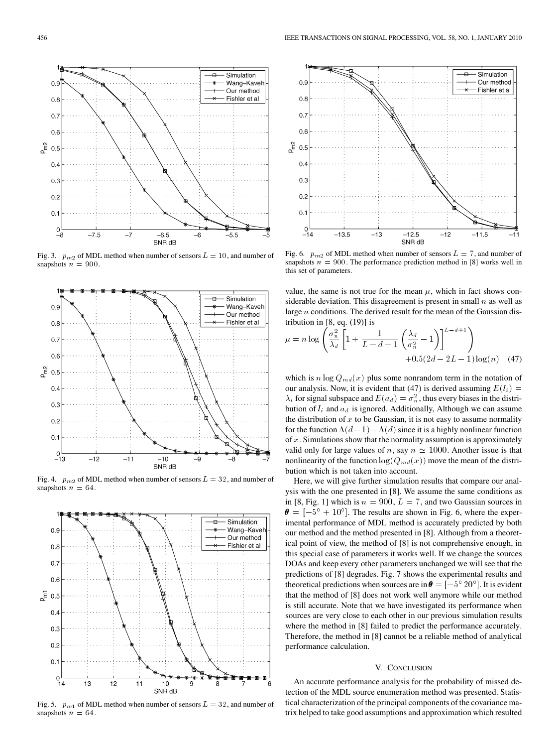Fig. 3. $p_{m2}$ of MDL method when number of sensors $L = 10$, and number of snapshots $n = 900$.

Fig. 4. $p_{m2}$ of MDL method when number of sensors $L = 32$, and number of snapshots $n = 64$.

Fig. 5. $p_{m1}$ of MDL method when number of sensors $L = 32$, and number of snapshots $n = 64$.

Fig. 6. $p_{m2}$ of MDL method when number of sensors $L = 7$, and number of snapshots $n = 900$. The performance prediction method in [8] works well in this set of parameters.

value, the same is not true for the mean $\mu$, which in fact shows considerable deviation. This disagreement is present in small $n$ as well as large $n$ conditions. The derived result for the mean of the Gaussian distribution in [8, eq. (19)] is

$$\mu = n \log \left( \frac{\sigma_n^2}{\lambda_d} \left[ 1 + \frac{1}{L-d+1} \left( \frac{\lambda_d}{\sigma_n^2} - 1 \right) \right]^{L-d+1} \right) + 0.5(2d - 2L - 1)\log(n) \quad (47)$$

which is $n \log Q_{md}(x)$ plus some nonrandom term in the notation of our analysis. Now, it is evident that (47) is derived assuming $E(l_i) = \lambda_i$ for signal subspace and $E(a_d) = \sigma_n^2$, thus every biases in the distribution of $l_i$ and $a_d$ is ignored. Additionally, Although we can assume the distribution of $x$ to be Gaussian, it is not easy to assume normality for the function $\Lambda(d-1) - \Lambda(d)$ since it is a highly nonlinear function of $x$. Simulations show that the normality assumption is approximately valid only for large values of $n$, say $n \simeq 1000$. Another issue is that nonlinearity of the function $\log(Q_{md}(x))$ move the mean of the distribution which is not taken into account.

Here, we will give further simulation results that compare our analysis with the one presented in [8]. We assume the same conditions as in [8, Fig. 1] which is $n = 900$, $L = 7$, and two Gaussian sources in $\boldsymbol{\theta} = [-5^\circ + 10^\circ]$. The results are shown in Fig. 6, where the experimental performance of MDL method is accurately predicted by both our method and the method presented in [8]. Although from a theoretical point of view, the method of [8] is not comprehensive enough, in this special case of parameters it works well. If we change the sources DOAs and keep every other parameters unchanged we will see that the predictions of [8] degrades. Fig. 7 shows the experimental results and theoretical predictions when sources are in $\boldsymbol{\theta} = [-5^\circ \; 20^\circ]$. It is evident that the method of [8] does not work well anymore while our method is still accurate. Note that we have investigated its performance when sources are very close to each other in our previous simulation results where the method in [8] failed to predict the performance accurately. Therefore, the method in [8] cannot be a reliable method of analytical performance calculation.

## V. Conclusion

An accurate performance analysis for the probability of missed detection of the MDL source enumeration method was presented. Statistical characterization of the principal components of the covariance matrix helped to take good assumptions and approximation which resulted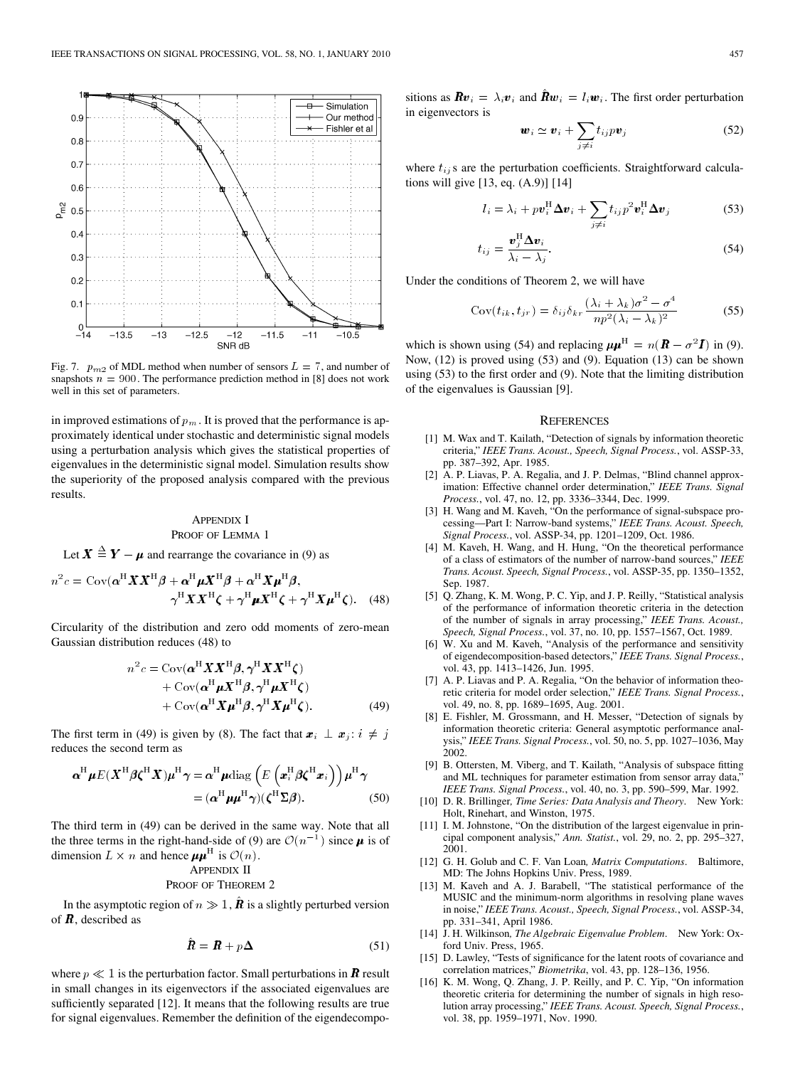1
0.9
0.8
0.7
0.6
0.5
0.4
0.3
0.2
0.1
0
–14 –13.5 –13 –12.5 –12 –11.5 –11 –10.5
SNR dB
$p_{m2}$
Simulation
Our method
Fishler et al

Fig. 7. $p_{m2}$ of MDL method when number of sensors $L = 7$, and number of snapshots $n = 900$. The performance prediction method in [8] does not work well in this set of parameters.

in improved estimations of $p_m$. It is proved that the performance is approximately identical under stochastic and deterministic signal models using a perturbation analysis which gives the statistical properties of eigenvalues in the deterministic signal model. Simulation results show the superiority of the proposed analysis compared with the previous results.

## Appendix I
## Proof of Lemma 1

Let $\boldsymbol{X} \stackrel{\Delta}{=} \boldsymbol{Y} - \boldsymbol{\mu}$ and rearrange the covariance in (9) as

$$n^2 c = \mathrm{Cov}(\boldsymbol{\alpha}^{\mathrm{H}} \boldsymbol{X}\boldsymbol{X}^{\mathrm{H}}\boldsymbol{\beta} + \boldsymbol{\alpha}^{\mathrm{H}}\boldsymbol{\mu}\boldsymbol{X}^{\mathrm{H}}\boldsymbol{\beta} + \boldsymbol{\alpha}^{\mathrm{H}}\boldsymbol{X}\boldsymbol{\mu}^{\mathrm{H}}\boldsymbol{\beta}, \boldsymbol{\gamma}^{\mathrm{H}}\boldsymbol{X}\boldsymbol{X}^{\mathrm{H}}\boldsymbol{\zeta} + \boldsymbol{\gamma}^{\mathrm{H}}\boldsymbol{\mu}\boldsymbol{X}^{\mathrm{H}}\boldsymbol{\zeta} + \boldsymbol{\gamma}^{\mathrm{H}}\boldsymbol{X}\boldsymbol{\mu}^{\mathrm{H}}\boldsymbol{\zeta}). \quad (48)$$

Circularity of the distribution and zero odd moments of zero-mean Gaussian distribution reduces (48) to

$$\begin{aligned} n^2 c = &\mathrm{Cov}(\boldsymbol{\alpha}^{\mathrm{H}}\boldsymbol{X}\boldsymbol{X}^{\mathrm{H}}\boldsymbol{\beta}, \boldsymbol{\gamma}^{\mathrm{H}}\boldsymbol{X}\boldsymbol{X}^{\mathrm{H}}\boldsymbol{\zeta}) \\ &+ \mathrm{Cov}(\boldsymbol{\alpha}^{\mathrm{H}}\boldsymbol{\mu}\boldsymbol{X}^{\mathrm{H}}\boldsymbol{\beta}, \boldsymbol{\gamma}^{\mathrm{H}}\boldsymbol{\mu}\boldsymbol{X}^{\mathrm{H}}\boldsymbol{\zeta}) \\ &+ \mathrm{Cov}(\boldsymbol{\alpha}^{\mathrm{H}}\boldsymbol{X}\boldsymbol{\mu}^{\mathrm{H}}\boldsymbol{\beta}, \boldsymbol{\gamma}^{\mathrm{H}}\boldsymbol{X}\boldsymbol{\mu}^{\mathrm{H}}\boldsymbol{\zeta}). \end{aligned} \quad (49)$$

The first term in (49) is given by (8). The fact that $\boldsymbol{x}_i \perp \boldsymbol{x}_j : i \neq j$ reduces the second term as

$$\begin{aligned} \boldsymbol{\alpha}^{\mathrm{H}}\boldsymbol{\mu}E(\boldsymbol{X}^{\mathrm{H}}\boldsymbol{\beta}\boldsymbol{\zeta}^{\mathrm{H}}\boldsymbol{X})\boldsymbol{\mu}^{\mathrm{H}}\boldsymbol{\gamma} &= \boldsymbol{\alpha}^{\mathrm{H}}\boldsymbol{\mu}\mathrm{diag}\left(E\left(\boldsymbol{x}_i^{\mathrm{H}}\boldsymbol{\beta}\boldsymbol{\zeta}^{\mathrm{H}}\boldsymbol{x}_i\right)\right)\boldsymbol{\mu}^{\mathrm{H}}\boldsymbol{\gamma} \\ &= (\boldsymbol{\alpha}^{\mathrm{H}}\boldsymbol{\mu}\boldsymbol{\mu}^{\mathrm{H}}\boldsymbol{\gamma})(\boldsymbol{\zeta}^{\mathrm{H}}\boldsymbol{\Sigma}\boldsymbol{\beta}). \end{aligned} \quad (50)$$

The third term in (49) can be derived in the same way. Note that all the three terms in the right-hand-side of (9) are $\mathcal{O}(n^{-1})$ since $\boldsymbol{\mu}$ is of dimension $L \times n$ and hence $\boldsymbol{\mu}\boldsymbol{\mu}^{\mathrm{H}}$ is $\mathcal{O}(n)$.

## Appendix II
## Proof of Theorem 2

In the asymptotic region of $n \gg 1$, $\hat{\boldsymbol{R}}$ is a slightly perturbed version of $\boldsymbol{R}$, described as

$$\hat{\boldsymbol{R}} = \boldsymbol{R} + p\boldsymbol{\Delta} \quad (51)$$

where $p \ll 1$ is the perturbation factor. Small perturbations in $\boldsymbol{R}$ result in small changes in its eigenvectors if the associated eigenvalues are sufficiently separated [12]. It means that the following results are true for signal eigenvalues. Remember the definition of the eigendecompositions as $\boldsymbol{R}\boldsymbol{v}_i = \lambda_i \boldsymbol{v}_i$ and $\hat{\boldsymbol{R}}\boldsymbol{w}_i = l_i \boldsymbol{w}_i$. The first order perturbation in eigenvectors is

$$\boldsymbol{w}_i \simeq \boldsymbol{v}_i + \sum_{j \neq i} t_{ij} p \boldsymbol{v}_j \quad (52)$$

where $t_{ij}$s are the perturbation coefficients. Straightforward calculations will give [13, eq. (A.9)] [14]

$$l_i = \lambda_i + p\boldsymbol{v}_i^{\mathrm{H}}\boldsymbol{\Delta}\boldsymbol{v}_i + \sum_{j \neq i} t_{ij} p^2 \boldsymbol{v}_i^{\mathrm{H}}\boldsymbol{\Delta}\boldsymbol{v}_j \quad (53)$$

$$t_{ij} = \frac{\boldsymbol{v}_j^{\mathrm{H}}\boldsymbol{\Delta}\boldsymbol{v}_i}{\lambda_i - \lambda_j}. \quad (54)$$

Under the conditions of Theorem 2, we will have

$$\mathrm{Cov}(t_{ik}, t_{jr}) = \delta_{ij}\delta_{kr}\frac{(\lambda_i + \lambda_k)\sigma^2 - \sigma^4}{np^2(\lambda_i - \lambda_k)^2} \quad (55)$$

which is shown using (54) and replacing $\boldsymbol{\mu}\boldsymbol{\mu}^{\mathrm{H}} = n(\boldsymbol{R} - \sigma^2\boldsymbol{I})$ in (9). Now, (12) is proved using (53) and (9). Equation (13) can be shown using (53) to the first order and (9). Note that the limiting distribution of the eigenvalues is Gaussian [9].

## References

[1] M. Wax and T. Kailath, "Detection of signals by information theoretic criteria," *IEEE Trans. Acoust., Speech, Signal Process.*, vol. ASSP-33, pp. 387–392, Apr. 1985.

[2] A. P. Liavas, P. A. Regalia, and J. P. Delmas, "Blind channel approximation: Effective channel order determination," *IEEE Trans. Signal Process.*, vol. 47, no. 12, pp. 3336–3344, Dec. 1999.

[3] H. Wang and M. Kaveh, "On the performance of signal-subspace processing—Part I: Narrow-band systems," *IEEE Trans. Acoust. Speech, Signal Process.*, vol. ASSP-34, pp. 1201–1209, Oct. 1986.

[4] M. Kaveh, H. Wang, and H. Hung, "On the theoretical performance of a class of estimators of the number of narrow-band sources," *IEEE Trans. Acoust. Speech, Signal Process.*, vol. ASSP-35, pp. 1350–1352, Sep. 1987.

[5] Q. Zhang, K. M. Wong, P. C. Yip, and J. P. Reilly, "Statistical analysis of the performance of information theoretic criteria in the detection of the number of signals in array processing," *IEEE Trans. Acoust., Speech, Signal Process.*, vol. 37, no. 10, pp. 1557–1567, Oct. 1989.

[6] W. Xu and M. Kaveh, "Analysis of the performance and sensitivity of eigendecomposition-based detectors," *IEEE Trans. Signal Process.*, vol. 43, pp. 1413–1426, Jun. 1995.

[7] A. P. Liavas and P. A. Regalia, "On the behavior of information theoretic criteria for model order selection," *IEEE Trans. Signal Process.*, vol. 49, no. 8, pp. 1689–1695, Aug. 2001.

[8] E. Fishler, M. Grossmann, and H. Messer, "Detection of signals by information theoretic criteria: General asymptotic performance analysis," *IEEE Trans. Signal Process.*, vol. 50, no. 5, pp. 1027–1036, May 2002.

[9] B. Ottersten, M. Viberg, and T. Kailath, "Analysis of subspace fitting and ML techniques for parameter estimation from sensor array data," *IEEE Trans. Signal Process.*, vol. 40, no. 3, pp. 590–599, Mar. 1992.

[10] D. R. Brillinger, *Time Series: Data Analysis and Theory*. New York: Holt, Rinehart, and Winston, 1975.

[11] I. M. Johnstone, "On the distribution of the largest eigenvalue in principal component analysis," *Ann. Statist.*, vol. 29, no. 2, pp. 295–327, 2001.

[12] G. H. Golub and C. F. Van Loan, *Matrix Computations*. Baltimore, MD: The Johns Hopkins Univ. Press, 1989.

[13] M. Kaveh and A. J. Barabell, "The statistical performance of the MUSIC and the minimum-norm algorithms in resolving plane waves in noise," *IEEE Trans. Acoust. Speech, Signal Process.*, vol. ASSP-34, pp. 331–341, April 1986.

[14] J. H. Wilkinson, *The Algebraic Eigenvalue Problem*. New York: Oxford Univ. Press, 1965.

[15] D. Lawley, "Tests of significance for the latent roots of covariance and correlation matrices," *Biometrika*, vol. 43, pp. 128–136, 1956.

[16] K. M. Wong, Q. Zhang, J. P. Reilly, and P. C. Yip, "On information theoretic criteria for determining the number of signals in high resolution array processing," *IEEE Trans. Acoust. Speech, Signal Process.*, vol. 38, pp. 1959–1971, Nov. 1990.